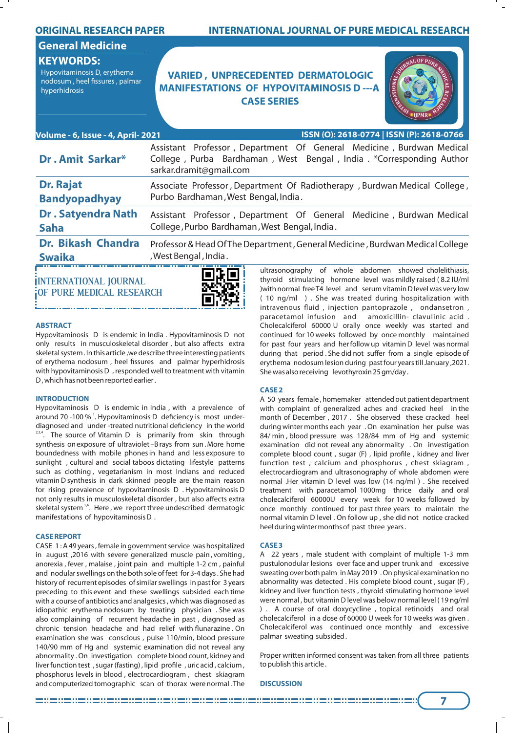ORIGINAL RESEARCH PAPER

INTERNATIONAL JOURNAL OF PURE MEDICAL RESEARCH

General Medicine

**KEYWORDS:**

Hypovitaminosis D, erythema nodosum , heel fissures , palmar hyperhidrosis

# VARIED , UNPRECEDENTED DERMATOLOGIC MANIFESTATIONS OF HYPOVITAMINOSIS D ---A CASE SERIES

Volume - 6, Issue - 4, April- 2021

ISSN (O): 2618-0774 | ISSN (P): 2618-0766

| | |
|---|---|
| **Dr . Amit Sarkar*** | Assistant Professor , Department Of General Medicine , Burdwan Medical College , Purba Bardhaman , West Bengal , India . *Corresponding Author sarkar.dramit@gmail.com |
| **Dr. Rajat Bandyopadhyay** | Associate Professor , Department Of Radiotherapy , Burdwan Medical College , Purbo Bardhaman , West Bengal, India . |
| **Dr . Satyendra Nath Saha** | Assistant Professor , Department Of General Medicine , Burdwan Medical College , Purbo Bardhaman , West Bengal, India . |
| **Dr. Bikash Chandra Swaika** | Professor & Head Of The Department , General Medicine , Burdwan Medical College , West Bengal , India . |

## ABSTRACT

Hypovitaminosis D is endemic in India . Hypovitaminosis D not only results in musculoskeletal disorder , but also affects extra skeletal system . In this article ,we describe three interesting patients of erythema nodosum , heel fissures and palmar hyperhidrosis with hypovitaminosis D , responded well to treatment with vitamin D , which has not been reported earlier .

## INTRODUCTION

Hypovitaminosis D is endemic in India , with a prevalence of around 70 -100 % [1]. Hypovitaminosis D deficiency is most under-diagnosed and under -treated nutritional deficiency in the world [2,3,4]. The source of Vitamin D is primarily from skin through synthesis on exposure of ultraviolet –B rays from sun . More home boundedness with mobile phones in hand and less exposure to sunlight , cultural and social taboos dictating lifestyle patterns such as clothing , vegetarianism in most Indians and reduced vitamin D synthesis in dark skinned people are the main reason for rising prevalence of hypovitaminosis D . Hypovitaminosis D not only results in musculoskeletal disorder , but also affects extra skeletal system [5,6]. Here , we report three undescribed dermatogic manifestations of hypovitaminosis D .

## CASE REPORT

CASE 1 : A 49 years , female in government service was hospitalized in august ,2016 with severe generalized muscle pain , vomiting , anorexia , fever , malaise , joint pain and multiple 1-2 cm , painful and nodular swellings on the both sole of feet for 3-4 days . She had history of recurrent episodes of similar swellings in past for 3 years preceding to this event and these swellings subsided each time with a course of antibiotics and analgesics , which was diagnosed as idiopathic erythema nodosum by treating physician . She was also complaining of recurrent headache in past , diagnosed as chronic tension headache and had relief with flunarazine . On examination she was conscious , pulse 110/min, blood pressure 140/90 mm of Hg and systemic examination did not reveal any abnormality . On investigation complete blood count, kidney and liver function test , sugar (fasting) , lipid profile , uric acid , calcium , phosphorus levels in blood , electrocardiogram , chest skiagram and computerized tomographic scan of thorax were normal . The ultrasonography of whole abdomen showed cholelithiasis, thyroid stimulating hormone level was mildly raised ( 8.2 IU/ml )with normal free T4 level and serum vitamin D level was very low ( 10 ng/ml ) . She was treated during hospitalization with intravenous fluid , injection pantoprazole , ondansetron , paracetamol infusion and amoxicillin- clavulinic acid . Cholecalciferol 60000 U orally once weekly was started and continued for 10 weeks followed by once monthly maintained for past four years and her follow up vitamin D level was normal during that period . She did not suffer from a single episode of erythema nodosum lesion during past four years till January ,2021. She was also receiving levothyroxin 25 gm/day .

### CASE 2

A 50 years female , homemaker attended out patient department with complaint of generalized aches and cracked heel in the month of December , 2017 . She observed these cracked heel during winter months each year . On examination her pulse was 84/ min , blood pressure was 128/84 mm of Hg and systemic examination did not reveal any abnormality . On investigation complete blood count , sugar (F) , lipid profile , kidney and liver function test , calcium and phosphorus , chest skiagram , electrocardiogram and ultrasonography of whole abdomen were normal .Her vitamin D level was low (14 ng/ml ) . She received treatment with paracetamol 1000mg thrice daily and oral cholecalciferol 60000U every week for 10 weeks followed by once monthly continued for past three years to maintain the normal vitamin D level . On follow up , she did not notice cracked heel during winter months of past three years .

### CASE 3

A 22 years , male student with complaint of multiple 1-3 mm pustulonodular lesions over face and upper trunk and excessive sweating over both palm in May 2019 . On physical examination no abnormality was detected . His complete blood count , sugar (F) , kidney and liver function tests , thyroid stimulating hormone level were normal , but vitamin D level was below normal level ( 19 ng/ml ) . A course of oral doxycycline , topical retinoids and oral cholecalciferol in a dose of 60000 U week for 10 weeks was given . Cholecalciferol was continued once monthly and excessive palmar sweating subsided .

Proper written informed consent was taken from all three patients to publish this article .

## DISCUSSION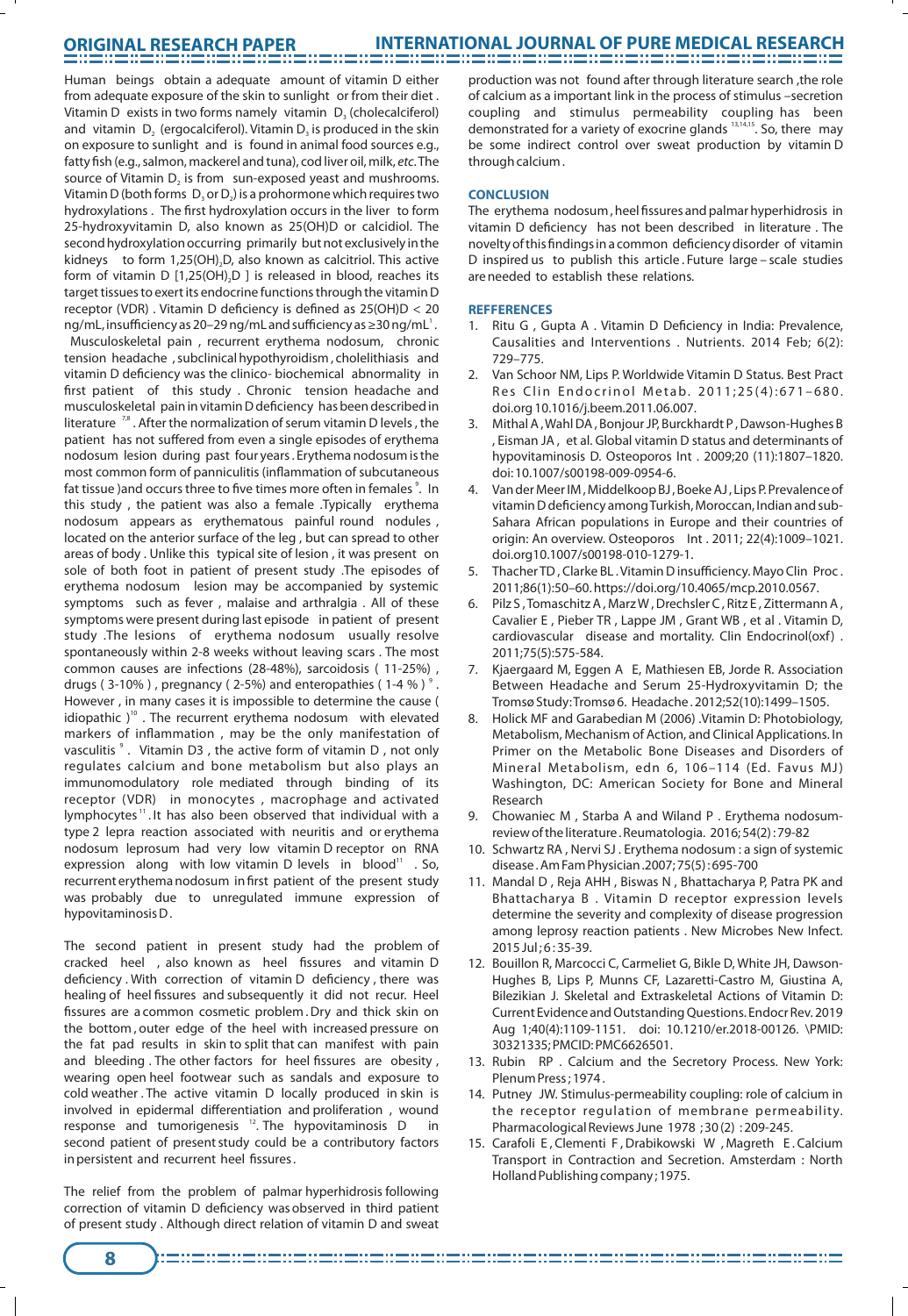Human beings obtain a adequate amount of vitamin D either from adequate exposure of the skin to sunlight or from their diet. Vitamin D exists in two forms namely vitamin $D_3$ (cholecalciferol) and vitamin $D_2$ (ergocalciferol). Vitamin $D_3$ is produced in the skin on exposure to sunlight and is found in animal food sources e.g., fatty fish (e.g., salmon, mackerel and tuna), cod liver oil, milk, *etc.* The source of Vitamin $D_2$ is from sun-exposed yeast and mushrooms. Vitamin D (both forms $D_3$ or $D_2$) is a prohormone which requires two hydroxylations. The first hydroxylation occurs in the liver to form 25-hydroxyvitamin D, also known as 25(OH)D or calcidiol. The second hydroxylation occurring primarily but not exclusively in the kidneys to form $1,25(OH)_2D$, also known as calcitriol. This active form of vitamin D [$1,25(OH)_2D$ ] is released in blood, reaches its target tissues to exert its endocrine functions through the vitamin D receptor (VDR). Vitamin D deficiency is defined as 25(OH)D < 20 ng/mL, insufficiency as 20–29 ng/mL and sufficiency as ≥30 ng/mL[1].

Musculoskeletal pain, recurrent erythema nodosum, chronic tension headache, subclinical hypothyroidism, cholelithiasis and vitamin D deficiency was the clinico- biochemical abnormality in first patient of this study. Chronic tension headache and musculoskeletal pain in vitamin D deficiency has been described in literature [7,8]. After the normalization of serum vitamin D levels, the patient has not suffered from even a single episodes of erythema nodosum lesion during past four years. Erythema nodosum is the most common form of panniculitis (inflammation of subcutaneous fat tissue) and occurs three to five times more often in females [9]. In this study, the patient was also a female. Typically erythema nodosum appears as erythematous painful round nodules, located on the anterior surface of the leg, but can spread to other areas of body. Unlike this typical site of lesion, it was present on sole of both foot in patient of present study. The episodes of erythema nodosum lesion may be accompanied by systemic symptoms such as fever, malaise and arthralgia. All of these symptoms were present during last episode in patient of present study. The lesions of erythema nodosum usually resolve spontaneously within 2-8 weeks without leaving scars. The most common causes are infections (28-48%), sarcoidosis ( 11-25%), drugs ( 3-10% ), pregnancy ( 2-5%) and enteropathies ( 1-4 % ) [9]. However, in many cases it is impossible to determine the cause ( idiopathic )[10]. The recurrent erythema nodosum with elevated markers of inflammation, may be the only manifestation of vasculitis [9]. Vitamin D3, the active form of vitamin D, not only regulates calcium and bone metabolism but also plays an immunomodulatory role mediated through binding of its receptor (VDR) in monocytes, macrophage and activated lymphocytes [11]. It has also been observed that individual with a type 2 lepra reaction associated with neuritis and or erythema nodosum leprosum had very low vitamin D receptor on RNA expression along with low vitamin D levels in blood[11]. So, recurrent erythema nodosum in first patient of the present study was probably due to unregulated immune expression of hypovitaminosis D.

The second patient in present study had the problem of cracked heel, also known as heel fissures and vitamin D deficiency. With correction of vitamin D deficiency, there was healing of heel fissures and subsequently it did not recur. Heel fissures are a common cosmetic problem. Dry and thick skin on the bottom, outer edge of the heel with increased pressure on the fat pad results in skin to split that can manifest with pain and bleeding. The other factors for heel fissures are obesity, wearing open heel footwear such as sandals and exposure to cold weather. The active vitamin D locally produced in skin is involved in epidermal differentiation and proliferation, wound response and tumorigenesis [12]. The hypovitaminosis D in second patient of present study could be a contributory factors in persistent and recurrent heel fissures.

The relief from the problem of palmar hyperhidrosis following correction of vitamin D deficiency was observed in third patient of present study. Although direct relation of vitamin D and sweat production was not found after through literature search, the role of calcium as a important link in the process of stimulus –secretion coupling and stimulus permeability coupling has been demonstrated for a variety of exocrine glands [13,14,15]. So, there may be some indirect control over sweat production by vitamin D through calcium.

## CONCLUSION

The erythema nodosum, heel fissures and palmar hyperhidrosis in vitamin D deficiency has not been described in literature. The novelty of this findings in a common deficiency disorder of vitamin D inspired us to publish this article. Future large – scale studies are needed to establish these relations.

## REFFERENCES

1. Ritu G, Gupta A. Vitamin D Deficiency in India: Prevalence, Causalities and Interventions. Nutrients. 2014 Feb; 6(2): 729–775.
2. Van Schoor NM, Lips P. Worldwide Vitamin D Status. Best Pract Res Clin Endocrinol Metab. 2011;25(4):671–680. doi.org 10.1016/j.beem.2011.06.007.
3. Mithal A, Wahl DA, Bonjour JP, Burckhardt P, Dawson-Hughes B, Eisman JA, et al. Global vitamin D status and determinants of hypovitaminosis D. Osteoporos Int. 2009;20 (11):1807–1820. doi:10.1007/s00198-009-0954-6.
4. Van der Meer IM, Middelkoop BJ, Boeke AJ, Lips P. Prevalence of vitamin D deficiency among Turkish, Moroccan, Indian and sub-Sahara African populations in Europe and their countries of origin: An overview. Osteoporos Int. 2011; 22(4):1009–1021. doi.org10.1007/s00198-010-1279-1.
5. Thacher TD, Clarke BL. Vitamin D insufficiency. Mayo Clin Proc. 2011;86(1):50–60. https://doi.org/10.4065/mcp.2010.0567.
6. Pilz S, Tomaschitz A, Marz W, Drechsler C, Ritz E, Zittermann A, Cavalier E, Pieber TR, Lappe JM, Grant WB, et al. Vitamin D, cardiovascular disease and mortality. Clin Endocrinol(oxf). 2011;75(5):575-584.
7. Kjaergaard M, Eggen A E, Mathiesen EB, Jorde R. Association Between Headache and Serum 25-Hydroxyvitamin D; the Tromsø Study: Tromsø 6. Headache. 2012;52(10):1499–1505.
8. Holick MF and Garabedian M (2006). Vitamin D: Photobiology, Metabolism, Mechanism of Action, and Clinical Applications. In Primer on the Metabolic Bone Diseases and Disorders of Mineral Metabolism, edn 6, 106–114 (Ed. Favus MJ) Washington, DC: American Society for Bone and Mineral Research
9. Chowaniec M, Starba A and Wiland P. Erythema nodosum-review of the literature. Reumatologia. 2016; 54(2): 79-82
10. Schwartz RA, Nervi SJ. Erythema nodosum: a sign of systemic disease. Am Fam Physician. 2007; 75(5): 695-700
11. Mandal D, Reja AHH, Biswas N, Bhattacharya P, Patra PK and Bhattacharya B. Vitamin D receptor expression levels determine the severity and complexity of disease progression among leprosy reaction patients. New Microbes New Infect. 2015 Jul; 6: 35-39.
12. Bouillon R, Marcocci C, Carmeliet G, Bikle D, White JH, Dawson-Hughes B, Lips P, Munns CF, Lazaretti-Castro M, Giustina A, Bilezikian J. Skeletal and Extraskeletal Actions of Vitamin D: Current Evidence and Outstanding Questions. Endocr Rev. 2019 Aug 1;40(4):1109-1151. doi: 10.1210/er.2018-00126. \PMID: 30321335; PMCID: PMC6626501.
13. Rubin RP. Calcium and the Secretory Process. New York: Plenum Press; 1974.
14. Putney JW. Stimulus-permeability coupling: role of calcium in the receptor regulation of membrane permeability. Pharmacological Reviews June 1978 ; 30 (2) : 209-245.
15. Carafoli E, Clementi F, Drabikowski W, Magreth E. Calcium Transport in Contraction and Secretion. Amsterdam : North Holland Publishing company; 1975.